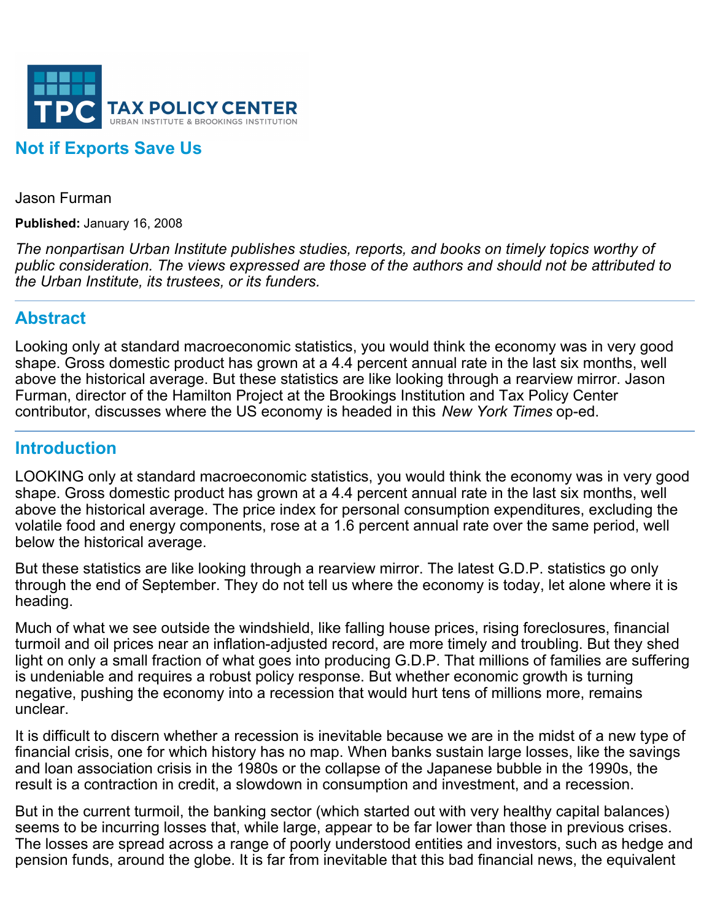TPC TAX POLICY CENTER
URBAN INSTITUTE & BROOKINGS INSTITUTION

# Not if Exports Save Us

Jason Furman

**Published:** January 16, 2008

*The nonpartisan Urban Institute publishes studies, reports, and books on timely topics worthy of public consideration. The views expressed are those of the authors and should not be attributed to the Urban Institute, its trustees, or its funders.*

## Abstract

Looking only at standard macroeconomic statistics, you would think the economy was in very good shape. Gross domestic product has grown at a 4.4 percent annual rate in the last six months, well above the historical average. But these statistics are like looking through a rearview mirror. Jason Furman, director of the Hamilton Project at the Brookings Institution and Tax Policy Center contributor, discusses where the US economy is headed in this *New York Times* op-ed.

## Introduction

LOOKING only at standard macroeconomic statistics, you would think the economy was in very good shape. Gross domestic product has grown at a 4.4 percent annual rate in the last six months, well above the historical average. The price index for personal consumption expenditures, excluding the volatile food and energy components, rose at a 1.6 percent annual rate over the same period, well below the historical average.

But these statistics are like looking through a rearview mirror. The latest G.D.P. statistics go only through the end of September. They do not tell us where the economy is today, let alone where it is heading.

Much of what we see outside the windshield, like falling house prices, rising foreclosures, financial turmoil and oil prices near an inflation-adjusted record, are more timely and troubling. But they shed light on only a small fraction of what goes into producing G.D.P. That millions of families are suffering is undeniable and requires a robust policy response. But whether economic growth is turning negative, pushing the economy into a recession that would hurt tens of millions more, remains unclear.

It is difficult to discern whether a recession is inevitable because we are in the midst of a new type of financial crisis, one for which history has no map. When banks sustain large losses, like the savings and loan association crisis in the 1980s or the collapse of the Japanese bubble in the 1990s, the result is a contraction in credit, a slowdown in consumption and investment, and a recession.

But in the current turmoil, the banking sector (which started out with very healthy capital balances) seems to be incurring losses that, while large, appear to be far lower than those in previous crises. The losses are spread across a range of poorly understood entities and investors, such as hedge and pension funds, around the globe. It is far from inevitable that this bad financial news, the equivalent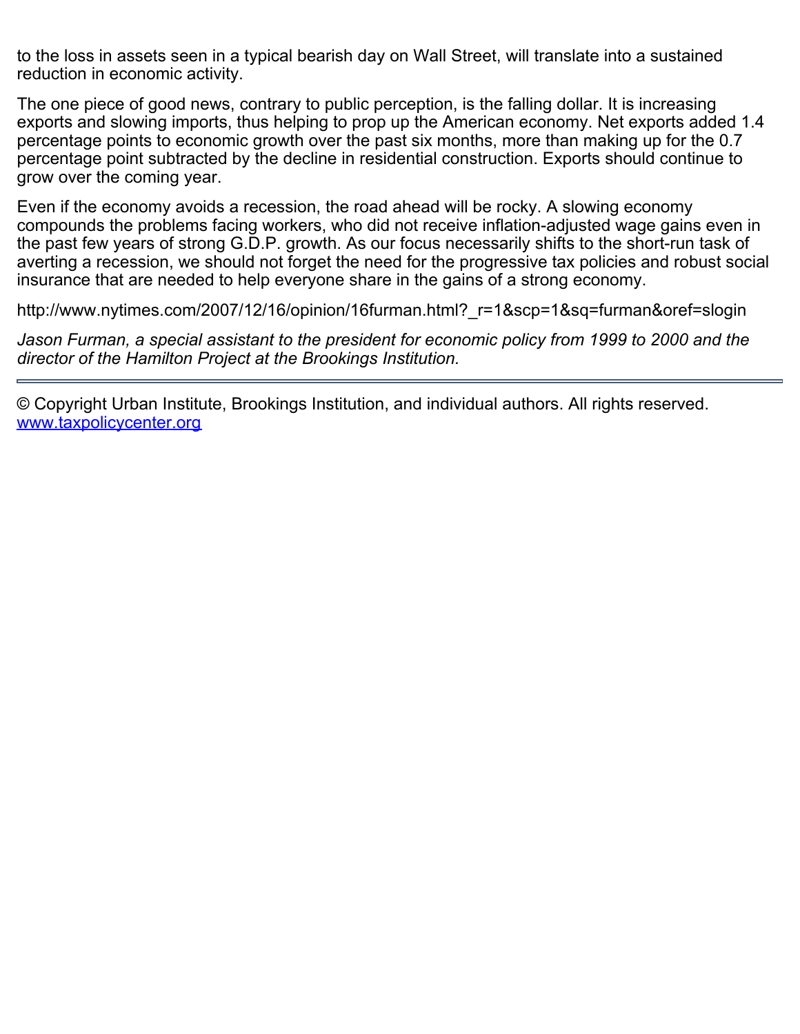to the loss in assets seen in a typical bearish day on Wall Street, will translate into a sustained reduction in economic activity.

The one piece of good news, contrary to public perception, is the falling dollar. It is increasing exports and slowing imports, thus helping to prop up the American economy. Net exports added 1.4 percentage points to economic growth over the past six months, more than making up for the 0.7 percentage point subtracted by the decline in residential construction. Exports should continue to grow over the coming year.

Even if the economy avoids a recession, the road ahead will be rocky. A slowing economy compounds the problems facing workers, who did not receive inflation-adjusted wage gains even in the past few years of strong G.D.P. growth. As our focus necessarily shifts to the short-run task of averting a recession, we should not forget the need for the progressive tax policies and robust social insurance that are needed to help everyone share in the gains of a strong economy.

http://www.nytimes.com/2007/12/16/opinion/16furman.html?_r=1&scp=1&sq=furman&oref=slogin

*Jason Furman, a special assistant to the president for economic policy from 1999 to 2000 and the director of the Hamilton Project at the Brookings Institution.*

---

© Copyright Urban Institute, Brookings Institution, and individual authors. All rights reserved.
www.taxpolicycenter.org